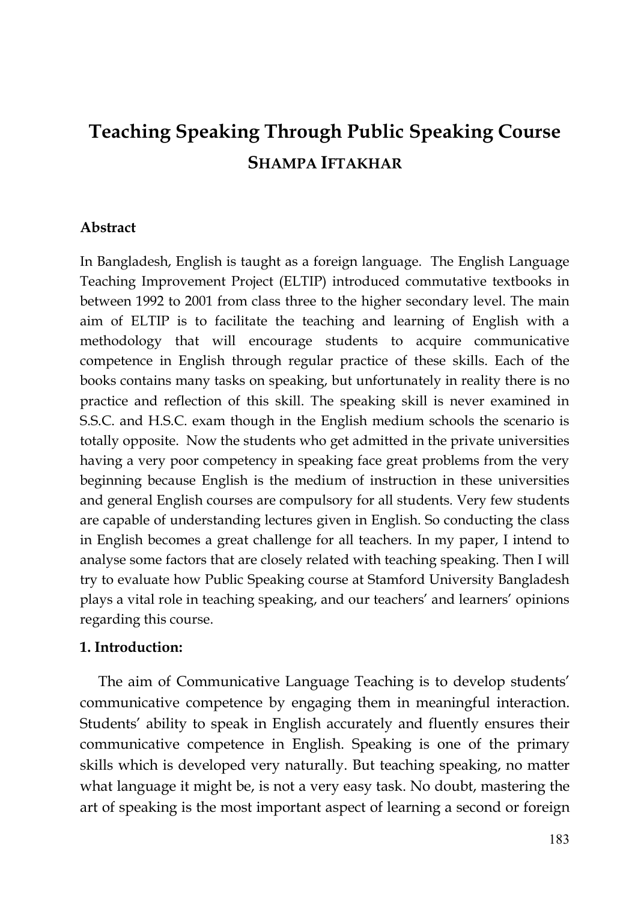# Teaching Speaking Through Public Speaking Course

**SHAMPA IFTAKHAR**

**Abstract**

In Bangladesh, English is taught as a foreign language. The English Language Teaching Improvement Project (ELTIP) introduced commutative textbooks in between 1992 to 2001 from class three to the higher secondary level. The main aim of ELTIP is to facilitate the teaching and learning of English with a methodology that will encourage students to acquire communicative competence in English through regular practice of these skills. Each of the books contains many tasks on speaking, but unfortunately in reality there is no practice and reflection of this skill. The speaking skill is never examined in S.S.C. and H.S.C. exam though in the English medium schools the scenario is totally opposite. Now the students who get admitted in the private universities having a very poor competency in speaking face great problems from the very beginning because English is the medium of instruction in these universities and general English courses are compulsory for all students. Very few students are capable of understanding lectures given in English. So conducting the class in English becomes a great challenge for all teachers. In my paper, I intend to analyse some factors that are closely related with teaching speaking. Then I will try to evaluate how Public Speaking course at Stamford University Bangladesh plays a vital role in teaching speaking, and our teachers' and learners' opinions regarding this course.

**1. Introduction:**

The aim of Communicative Language Teaching is to develop students' communicative competence by engaging them in meaningful interaction. Students' ability to speak in English accurately and fluently ensures their communicative competence in English. Speaking is one of the primary skills which is developed very naturally. But teaching speaking, no matter what language it might be, is not a very easy task. No doubt, mastering the art of speaking is the most important aspect of learning a second or foreign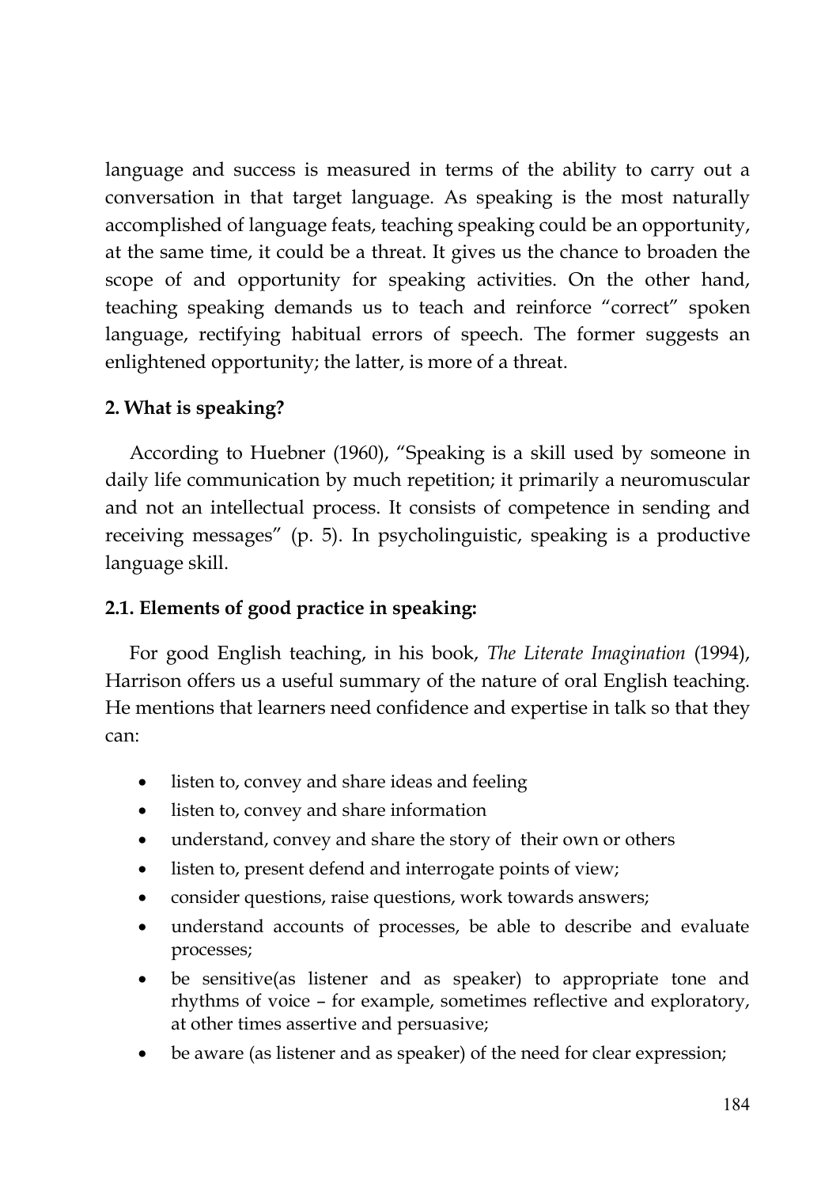language and success is measured in terms of the ability to carry out a conversation in that target language. As speaking is the most naturally accomplished of language feats, teaching speaking could be an opportunity, at the same time, it could be a threat. It gives us the chance to broaden the scope of and opportunity for speaking activities. On the other hand, teaching speaking demands us to teach and reinforce "correct" spoken language, rectifying habitual errors of speech. The former suggests an enlightened opportunity; the latter, is more of a threat.

## 2. What is speaking?

According to Huebner (1960), "Speaking is a skill used by someone in daily life communication by much repetition; it primarily a neuromuscular and not an intellectual process. It consists of competence in sending and receiving messages" (p. 5). In psycholinguistic, speaking is a productive language skill.

### 2.1. Elements of good practice in speaking:

For good English teaching, in his book, *The Literate Imagination* (1994), Harrison offers us a useful summary of the nature of oral English teaching. He mentions that learners need confidence and expertise in talk so that they can:

- listen to, convey and share ideas and feeling
- listen to, convey and share information
- understand, convey and share the story of their own or others
- listen to, present defend and interrogate points of view;
- consider questions, raise questions, work towards answers;
- understand accounts of processes, be able to describe and evaluate processes;
- be sensitive(as listener and as speaker) to appropriate tone and rhythms of voice – for example, sometimes reflective and exploratory, at other times assertive and persuasive;
- be aware (as listener and as speaker) of the need for clear expression;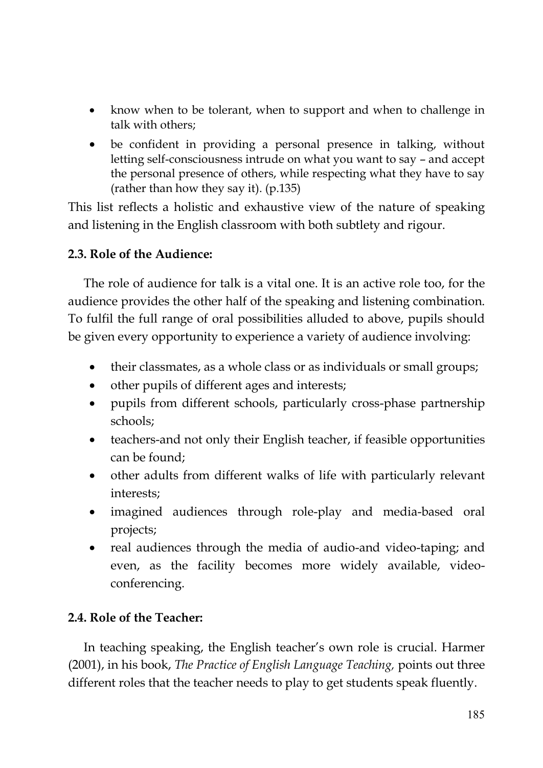- know when to be tolerant, when to support and when to challenge in talk with others;
- be confident in providing a personal presence in talking, without letting self-consciousness intrude on what you want to say – and accept the personal presence of others, while respecting what they have to say (rather than how they say it). (p.135)

This list reflects a holistic and exhaustive view of the nature of speaking and listening in the English classroom with both subtlety and rigour.

**2.3. Role of the Audience:**

The role of audience for talk is a vital one. It is an active role too, for the audience provides the other half of the speaking and listening combination. To fulfil the full range of oral possibilities alluded to above, pupils should be given every opportunity to experience a variety of audience involving:

- their classmates, as a whole class or as individuals or small groups;
- other pupils of different ages and interests;
- pupils from different schools, particularly cross-phase partnership schools;
- teachers-and not only their English teacher, if feasible opportunities can be found;
- other adults from different walks of life with particularly relevant interests;
- imagined audiences through role-play and media-based oral projects;
- real audiences through the media of audio-and video-taping; and even, as the facility becomes more widely available, video-conferencing.

**2.4. Role of the Teacher:**

In teaching speaking, the English teacher's own role is crucial. Harmer (2001), in his book, *The Practice of English Language Teaching,* points out three different roles that the teacher needs to play to get students speak fluently.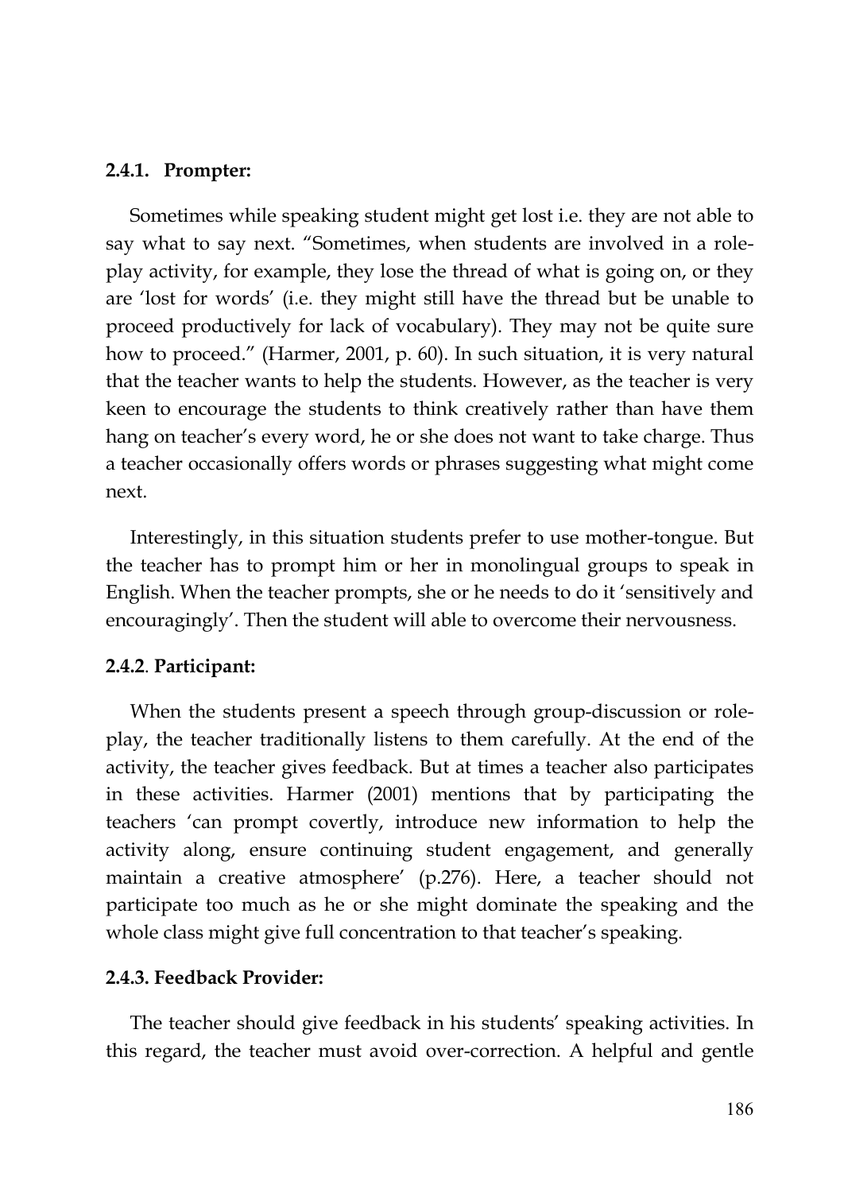#### 2.4.1. Prompter:

Sometimes while speaking student might get lost i.e. they are not able to say what to say next. "Sometimes, when students are involved in a role-play activity, for example, they lose the thread of what is going on, or they are 'lost for words' (i.e. they might still have the thread but be unable to proceed productively for lack of vocabulary). They may not be quite sure how to proceed." (Harmer, 2001, p. 60). In such situation, it is very natural that the teacher wants to help the students. However, as the teacher is very keen to encourage the students to think creatively rather than have them hang on teacher's every word, he or she does not want to take charge. Thus a teacher occasionally offers words or phrases suggesting what might come next.

Interestingly, in this situation students prefer to use mother-tongue. But the teacher has to prompt him or her in monolingual groups to speak in English. When the teacher prompts, she or he needs to do it 'sensitively and encouragingly'. Then the student will able to overcome their nervousness.

#### 2.4.2. Participant:

When the students present a speech through group-discussion or role-play, the teacher traditionally listens to them carefully. At the end of the activity, the teacher gives feedback. But at times a teacher also participates in these activities. Harmer (2001) mentions that by participating the teachers 'can prompt covertly, introduce new information to help the activity along, ensure continuing student engagement, and generally maintain a creative atmosphere' (p.276). Here, a teacher should not participate too much as he or she might dominate the speaking and the whole class might give full concentration to that teacher's speaking.

#### 2.4.3. Feedback Provider:

The teacher should give feedback in his students' speaking activities. In this regard, the teacher must avoid over-correction. A helpful and gentle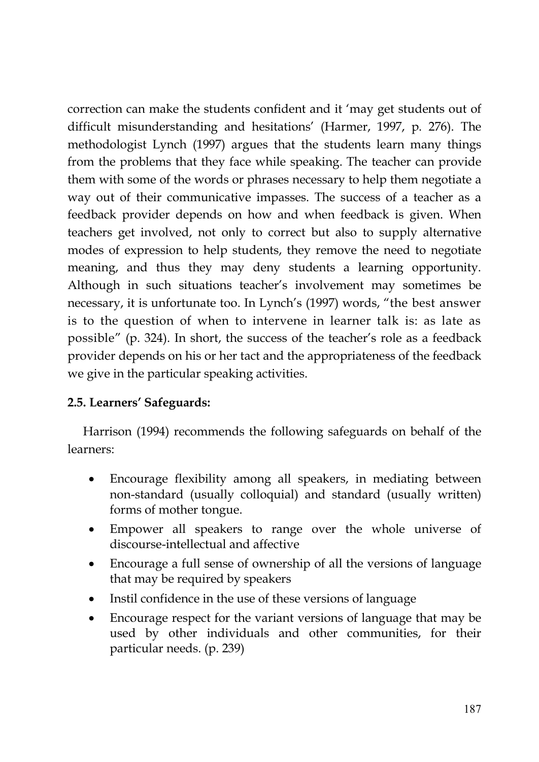correction can make the students confident and it 'may get students out of difficult misunderstanding and hesitations' (Harmer, 1997, p. 276). The methodologist Lynch (1997) argues that the students learn many things from the problems that they face while speaking. The teacher can provide them with some of the words or phrases necessary to help them negotiate a way out of their communicative impasses. The success of a teacher as a feedback provider depends on how and when feedback is given. When teachers get involved, not only to correct but also to supply alternative modes of expression to help students, they remove the need to negotiate meaning, and thus they may deny students a learning opportunity. Although in such situations teacher's involvement may sometimes be necessary, it is unfortunate too. In Lynch's (1997) words, "the best answer is to the question of when to intervene in learner talk is: as late as possible" (p. 324). In short, the success of the teacher's role as a feedback provider depends on his or her tact and the appropriateness of the feedback we give in the particular speaking activities.

### 2.5. Learners' Safeguards:

Harrison (1994) recommends the following safeguards on behalf of the learners:

- Encourage flexibility among all speakers, in mediating between non-standard (usually colloquial) and standard (usually written) forms of mother tongue.
- Empower all speakers to range over the whole universe of discourse-intellectual and affective
- Encourage a full sense of ownership of all the versions of language that may be required by speakers
- Instil confidence in the use of these versions of language
- Encourage respect for the variant versions of language that may be used by other individuals and other communities, for their particular needs. (p. 239)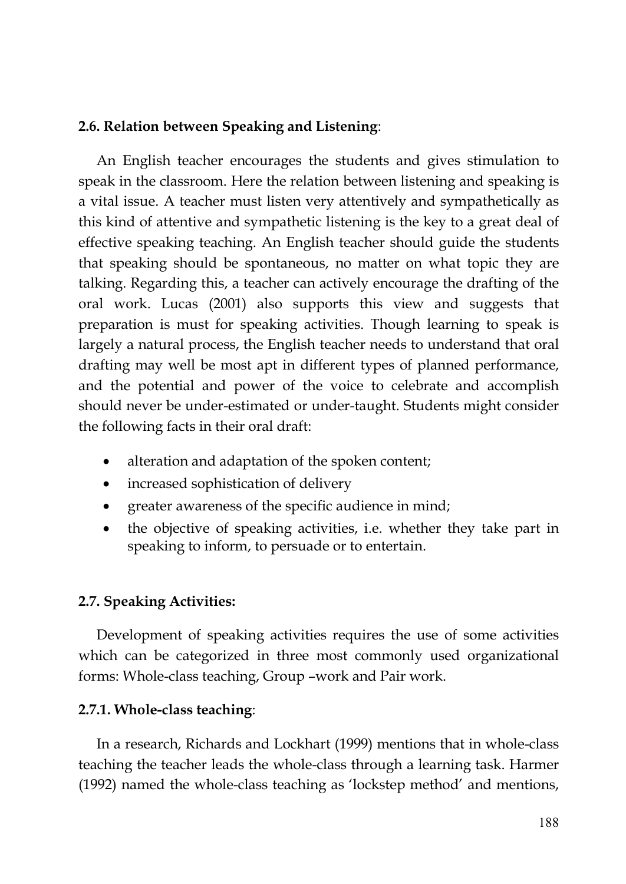### 2.6. Relation between Speaking and Listening:

An English teacher encourages the students and gives stimulation to speak in the classroom. Here the relation between listening and speaking is a vital issue. A teacher must listen very attentively and sympathetically as this kind of attentive and sympathetic listening is the key to a great deal of effective speaking teaching. An English teacher should guide the students that speaking should be spontaneous, no matter on what topic they are talking. Regarding this, a teacher can actively encourage the drafting of the oral work. Lucas (2001) also supports this view and suggests that preparation is must for speaking activities. Though learning to speak is largely a natural process, the English teacher needs to understand that oral drafting may well be most apt in different types of planned performance, and the potential and power of the voice to celebrate and accomplish should never be under-estimated or under-taught. Students might consider the following facts in their oral draft:

- alteration and adaptation of the spoken content;
- increased sophistication of delivery
- greater awareness of the specific audience in mind;
- the objective of speaking activities, i.e. whether they take part in speaking to inform, to persuade or to entertain.

### 2.7. Speaking Activities:

Development of speaking activities requires the use of some activities which can be categorized in three most commonly used organizational forms: Whole-class teaching, Group –work and Pair work.

#### 2.7.1. Whole-class teaching:

In a research, Richards and Lockhart (1999) mentions that in whole-class teaching the teacher leads the whole-class through a learning task. Harmer (1992) named the whole-class teaching as 'lockstep method' and mentions,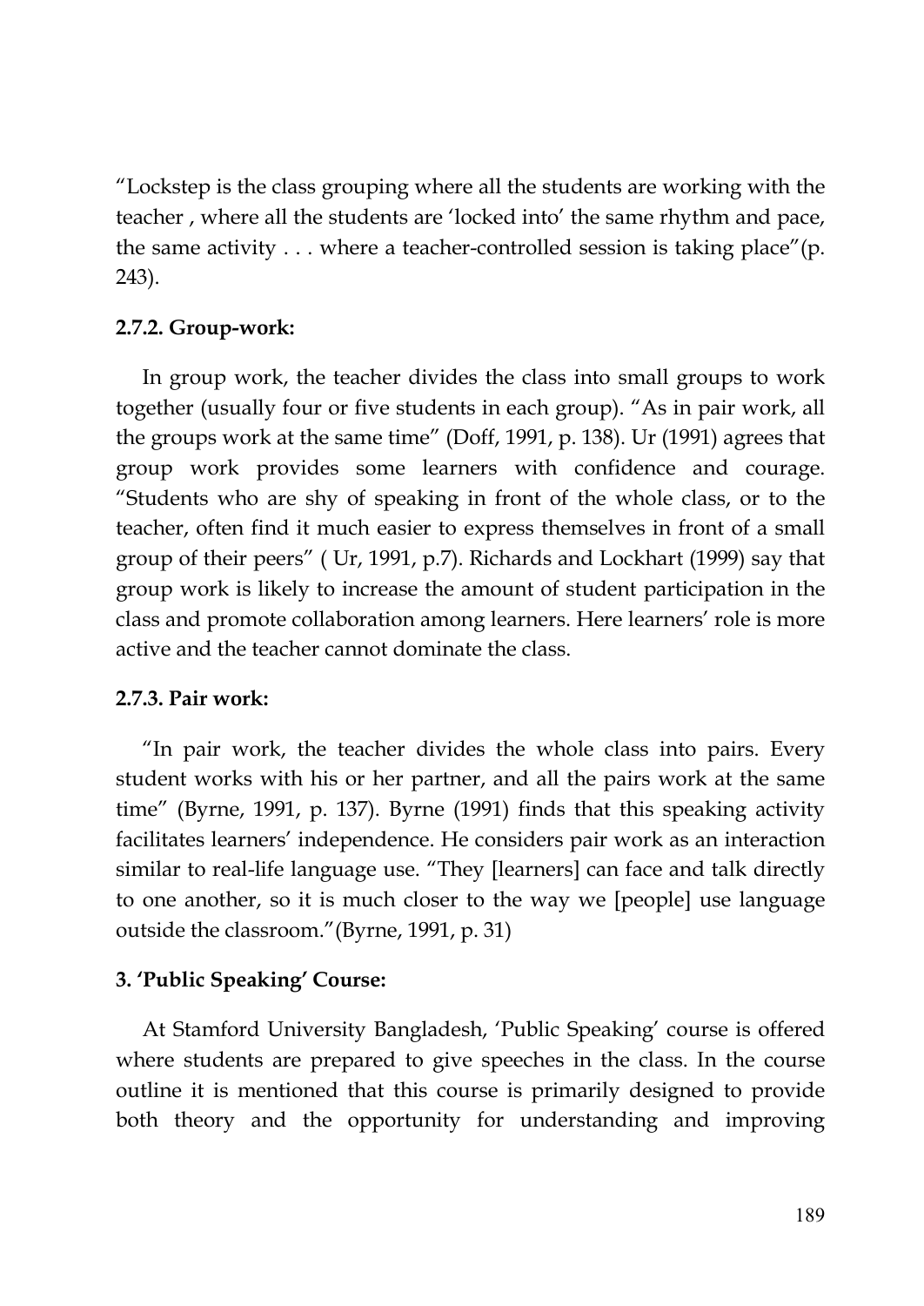"Lockstep is the class grouping where all the students are working with the teacher , where all the students are 'locked into' the same rhythm and pace, the same activity . . . where a teacher-controlled session is taking place"(p. 243).

### 2.7.2. Group-work:

In group work, the teacher divides the class into small groups to work together (usually four or five students in each group). "As in pair work, all the groups work at the same time" (Doff, 1991, p. 138). Ur (1991) agrees that group work provides some learners with confidence and courage. "Students who are shy of speaking in front of the whole class, or to the teacher, often find it much easier to express themselves in front of a small group of their peers" ( Ur, 1991, p.7). Richards and Lockhart (1999) say that group work is likely to increase the amount of student participation in the class and promote collaboration among learners. Here learners' role is more active and the teacher cannot dominate the class.

### 2.7.3. Pair work:

"In pair work, the teacher divides the whole class into pairs. Every student works with his or her partner, and all the pairs work at the same time" (Byrne, 1991, p. 137). Byrne (1991) finds that this speaking activity facilitates learners' independence. He considers pair work as an interaction similar to real-life language use. "They [learners] can face and talk directly to one another, so it is much closer to the way we [people] use language outside the classroom."(Byrne, 1991, p. 31)

## 3. 'Public Speaking' Course:

At Stamford University Bangladesh, 'Public Speaking' course is offered where students are prepared to give speeches in the class. In the course outline it is mentioned that this course is primarily designed to provide both theory and the opportunity for understanding and improving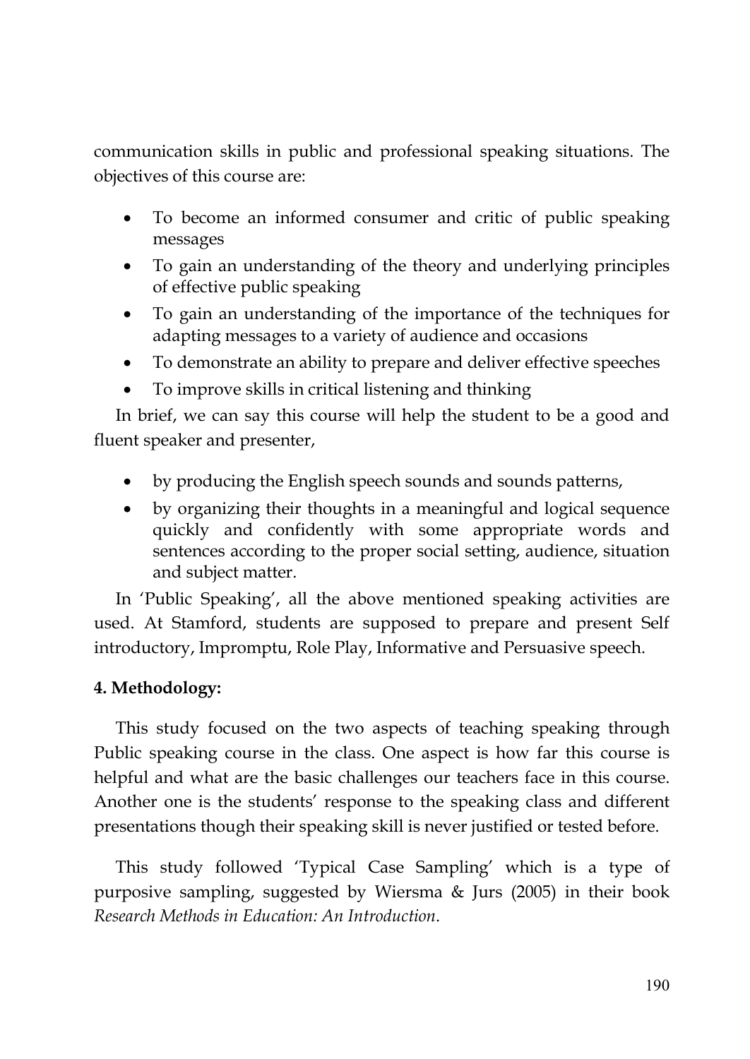communication skills in public and professional speaking situations. The objectives of this course are:

- To become an informed consumer and critic of public speaking messages
- To gain an understanding of the theory and underlying principles of effective public speaking
- To gain an understanding of the importance of the techniques for adapting messages to a variety of audience and occasions
- To demonstrate an ability to prepare and deliver effective speeches
- To improve skills in critical listening and thinking

In brief, we can say this course will help the student to be a good and fluent speaker and presenter,

- by producing the English speech sounds and sounds patterns,
- by organizing their thoughts in a meaningful and logical sequence quickly and confidently with some appropriate words and sentences according to the proper social setting, audience, situation and subject matter.

In 'Public Speaking', all the above mentioned speaking activities are used. At Stamford, students are supposed to prepare and present Self introductory, Impromptu, Role Play, Informative and Persuasive speech.

**4. Methodology:**

This study focused on the two aspects of teaching speaking through Public speaking course in the class. One aspect is how far this course is helpful and what are the basic challenges our teachers face in this course. Another one is the students' response to the speaking class and different presentations though their speaking skill is never justified or tested before.

This study followed 'Typical Case Sampling' which is a type of purposive sampling, suggested by Wiersma & Jurs (2005) in their book *Research Methods in Education: An Introduction*.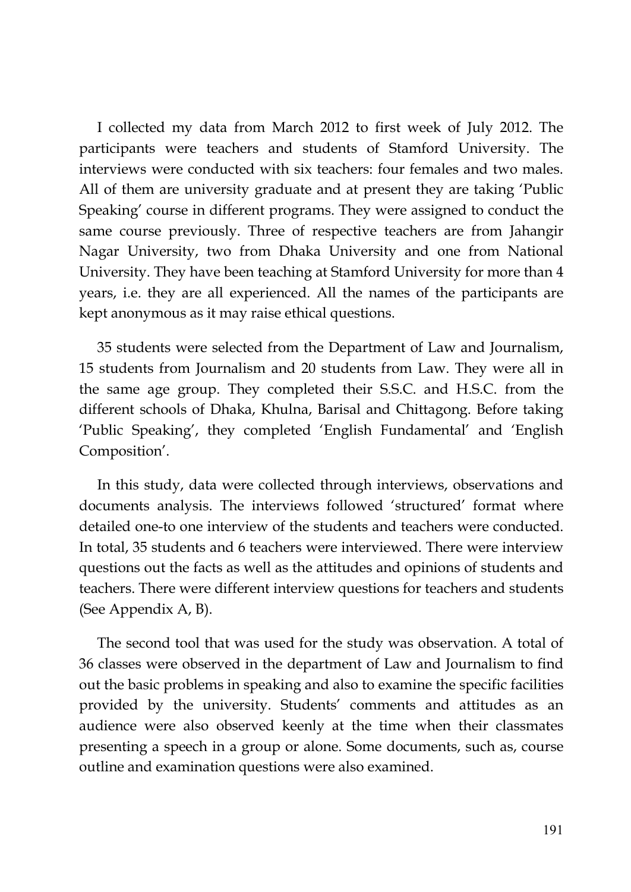I collected my data from March 2012 to first week of July 2012. The participants were teachers and students of Stamford University. The interviews were conducted with six teachers: four females and two males. All of them are university graduate and at present they are taking 'Public Speaking' course in different programs. They were assigned to conduct the same course previously. Three of respective teachers are from Jahangir Nagar University, two from Dhaka University and one from National University. They have been teaching at Stamford University for more than 4 years, i.e. they are all experienced. All the names of the participants are kept anonymous as it may raise ethical questions.

35 students were selected from the Department of Law and Journalism, 15 students from Journalism and 20 students from Law. They were all in the same age group. They completed their S.S.C. and H.S.C. from the different schools of Dhaka, Khulna, Barisal and Chittagong. Before taking 'Public Speaking', they completed 'English Fundamental' and 'English Composition'.

In this study, data were collected through interviews, observations and documents analysis. The interviews followed 'structured' format where detailed one-to one interview of the students and teachers were conducted. In total, 35 students and 6 teachers were interviewed. There were interview questions out the facts as well as the attitudes and opinions of students and teachers. There were different interview questions for teachers and students (See Appendix A, B).

The second tool that was used for the study was observation. A total of 36 classes were observed in the department of Law and Journalism to find out the basic problems in speaking and also to examine the specific facilities provided by the university. Students' comments and attitudes as an audience were also observed keenly at the time when their classmates presenting a speech in a group or alone. Some documents, such as, course outline and examination questions were also examined.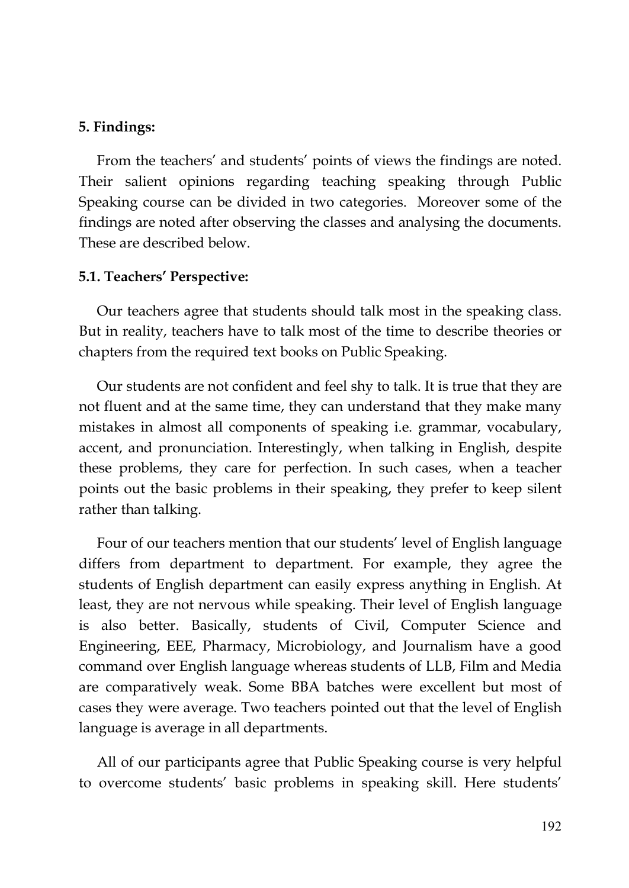## 5. Findings:

From the teachers' and students' points of views the findings are noted. Their salient opinions regarding teaching speaking through Public Speaking course can be divided in two categories. Moreover some of the findings are noted after observing the classes and analysing the documents. These are described below.

### 5.1. Teachers' Perspective:

Our teachers agree that students should talk most in the speaking class. But in reality, teachers have to talk most of the time to describe theories or chapters from the required text books on Public Speaking.

Our students are not confident and feel shy to talk. It is true that they are not fluent and at the same time, they can understand that they make many mistakes in almost all components of speaking i.e. grammar, vocabulary, accent, and pronunciation. Interestingly, when talking in English, despite these problems, they care for perfection. In such cases, when a teacher points out the basic problems in their speaking, they prefer to keep silent rather than talking.

Four of our teachers mention that our students' level of English language differs from department to department. For example, they agree the students of English department can easily express anything in English. At least, they are not nervous while speaking. Their level of English language is also better. Basically, students of Civil, Computer Science and Engineering, EEE, Pharmacy, Microbiology, and Journalism have a good command over English language whereas students of LLB, Film and Media are comparatively weak. Some BBA batches were excellent but most of cases they were average. Two teachers pointed out that the level of English language is average in all departments.

All of our participants agree that Public Speaking course is very helpful to overcome students' basic problems in speaking skill. Here students'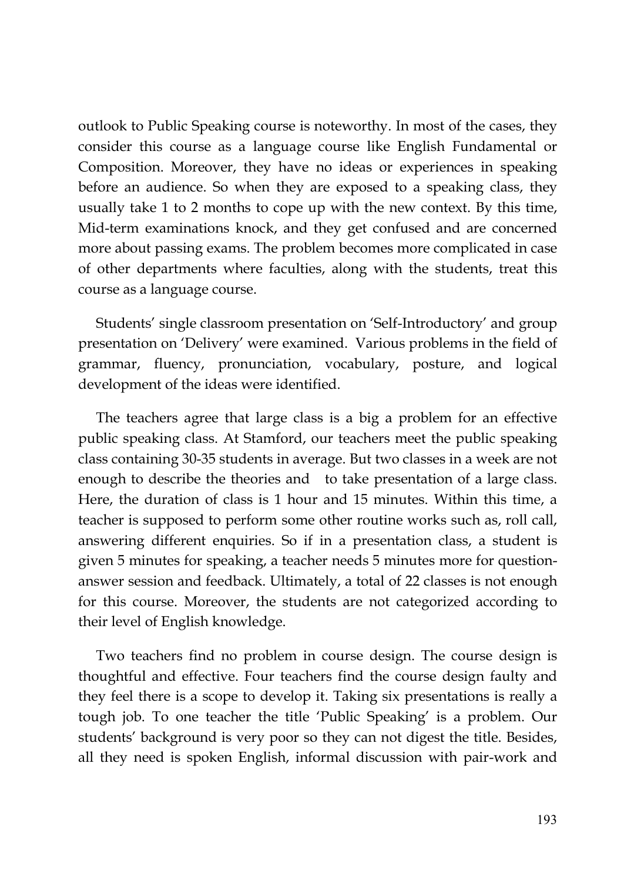outlook to Public Speaking course is noteworthy. In most of the cases, they consider this course as a language course like English Fundamental or Composition. Moreover, they have no ideas or experiences in speaking before an audience. So when they are exposed to a speaking class, they usually take 1 to 2 months to cope up with the new context. By this time, Mid-term examinations knock, and they get confused and are concerned more about passing exams. The problem becomes more complicated in case of other departments where faculties, along with the students, treat this course as a language course.

Students' single classroom presentation on 'Self-Introductory' and group presentation on 'Delivery' were examined. Various problems in the field of grammar, fluency, pronunciation, vocabulary, posture, and logical development of the ideas were identified.

The teachers agree that large class is a big a problem for an effective public speaking class. At Stamford, our teachers meet the public speaking class containing 30-35 students in average. But two classes in a week are not enough to describe the theories and to take presentation of a large class. Here, the duration of class is 1 hour and 15 minutes. Within this time, a teacher is supposed to perform some other routine works such as, roll call, answering different enquiries. So if in a presentation class, a student is given 5 minutes for speaking, a teacher needs 5 minutes more for question-answer session and feedback. Ultimately, a total of 22 classes is not enough for this course. Moreover, the students are not categorized according to their level of English knowledge.

Two teachers find no problem in course design. The course design is thoughtful and effective. Four teachers find the course design faulty and they feel there is a scope to develop it. Taking six presentations is really a tough job. To one teacher the title 'Public Speaking' is a problem. Our students' background is very poor so they can not digest the title. Besides, all they need is spoken English, informal discussion with pair-work and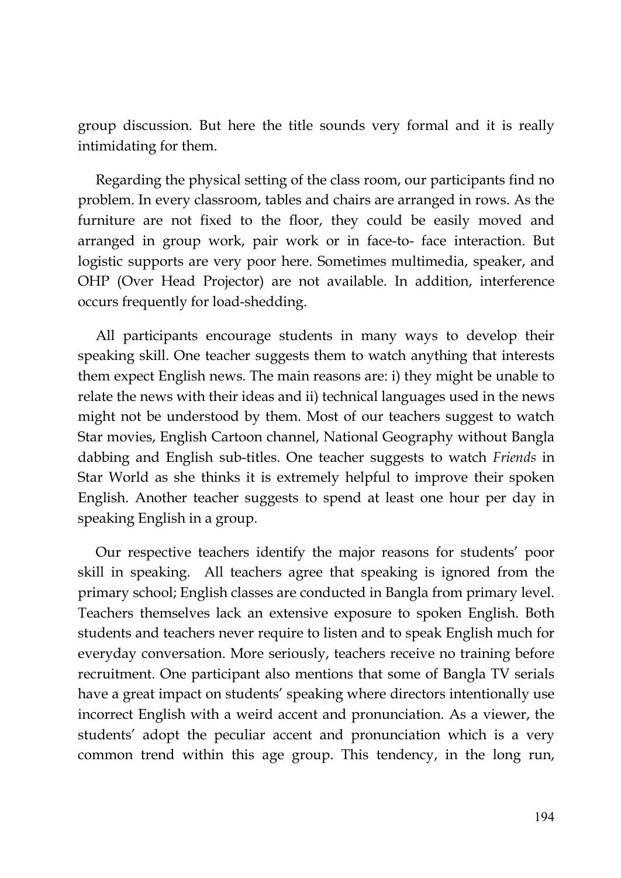group discussion. But here the title sounds very formal and it is really intimidating for them.

Regarding the physical setting of the class room, our participants find no problem. In every classroom, tables and chairs are arranged in rows. As the furniture are not fixed to the floor, they could be easily moved and arranged in group work, pair work or in face-to- face interaction. But logistic supports are very poor here. Sometimes multimedia, speaker, and OHP (Over Head Projector) are not available. In addition, interference occurs frequently for load-shedding.

All participants encourage students in many ways to develop their speaking skill. One teacher suggests them to watch anything that interests them expect English news. The main reasons are: i) they might be unable to relate the news with their ideas and ii) technical languages used in the news might not be understood by them. Most of our teachers suggest to watch Star movies, English Cartoon channel, National Geography without Bangla dabbing and English sub-titles. One teacher suggests to watch *Friends* in Star World as she thinks it is extremely helpful to improve their spoken English. Another teacher suggests to spend at least one hour per day in speaking English in a group.

Our respective teachers identify the major reasons for students' poor skill in speaking. All teachers agree that speaking is ignored from the primary school; English classes are conducted in Bangla from primary level. Teachers themselves lack an extensive exposure to spoken English. Both students and teachers never require to listen and to speak English much for everyday conversation. More seriously, teachers receive no training before recruitment. One participant also mentions that some of Bangla TV serials have a great impact on students' speaking where directors intentionally use incorrect English with a weird accent and pronunciation. As a viewer, the students' adopt the peculiar accent and pronunciation which is a very common trend within this age group. This tendency, in the long run,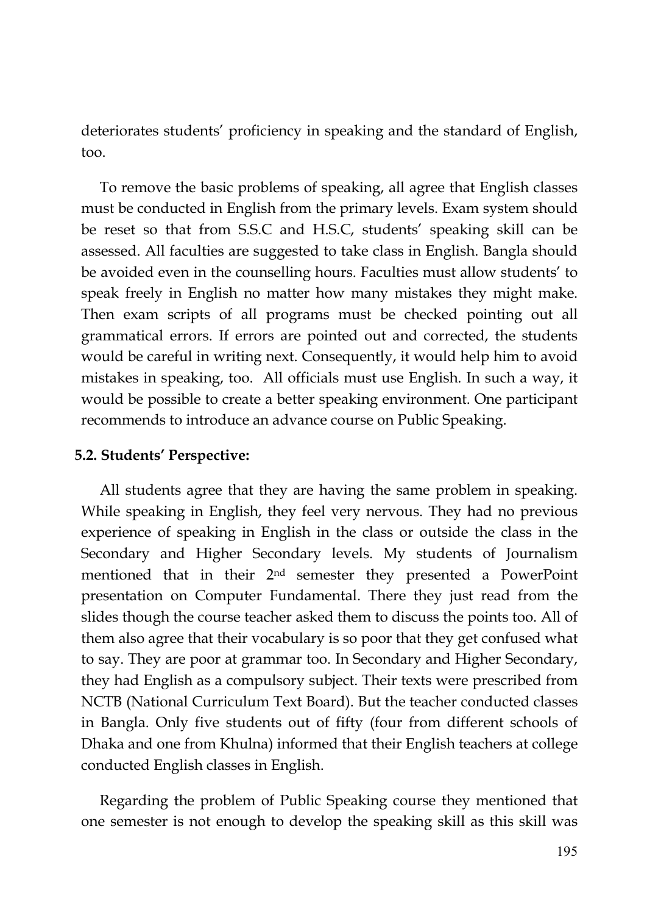deteriorates students' proficiency in speaking and the standard of English, too.

To remove the basic problems of speaking, all agree that English classes must be conducted in English from the primary levels. Exam system should be reset so that from S.S.C and H.S.C, students' speaking skill can be assessed. All faculties are suggested to take class in English. Bangla should be avoided even in the counselling hours. Faculties must allow students' to speak freely in English no matter how many mistakes they might make. Then exam scripts of all programs must be checked pointing out all grammatical errors. If errors are pointed out and corrected, the students would be careful in writing next. Consequently, it would help him to avoid mistakes in speaking, too. All officials must use English. In such a way, it would be possible to create a better speaking environment. One participant recommends to introduce an advance course on Public Speaking.

**5.2. Students' Perspective:**

All students agree that they are having the same problem in speaking. While speaking in English, they feel very nervous. They had no previous experience of speaking in English in the class or outside the class in the Secondary and Higher Secondary levels. My students of Journalism mentioned that in their 2nd semester they presented a PowerPoint presentation on Computer Fundamental. There they just read from the slides though the course teacher asked them to discuss the points too. All of them also agree that their vocabulary is so poor that they get confused what to say. They are poor at grammar too. In Secondary and Higher Secondary, they had English as a compulsory subject. Their texts were prescribed from NCTB (National Curriculum Text Board). But the teacher conducted classes in Bangla. Only five students out of fifty (four from different schools of Dhaka and one from Khulna) informed that their English teachers at college conducted English classes in English.

Regarding the problem of Public Speaking course they mentioned that one semester is not enough to develop the speaking skill as this skill was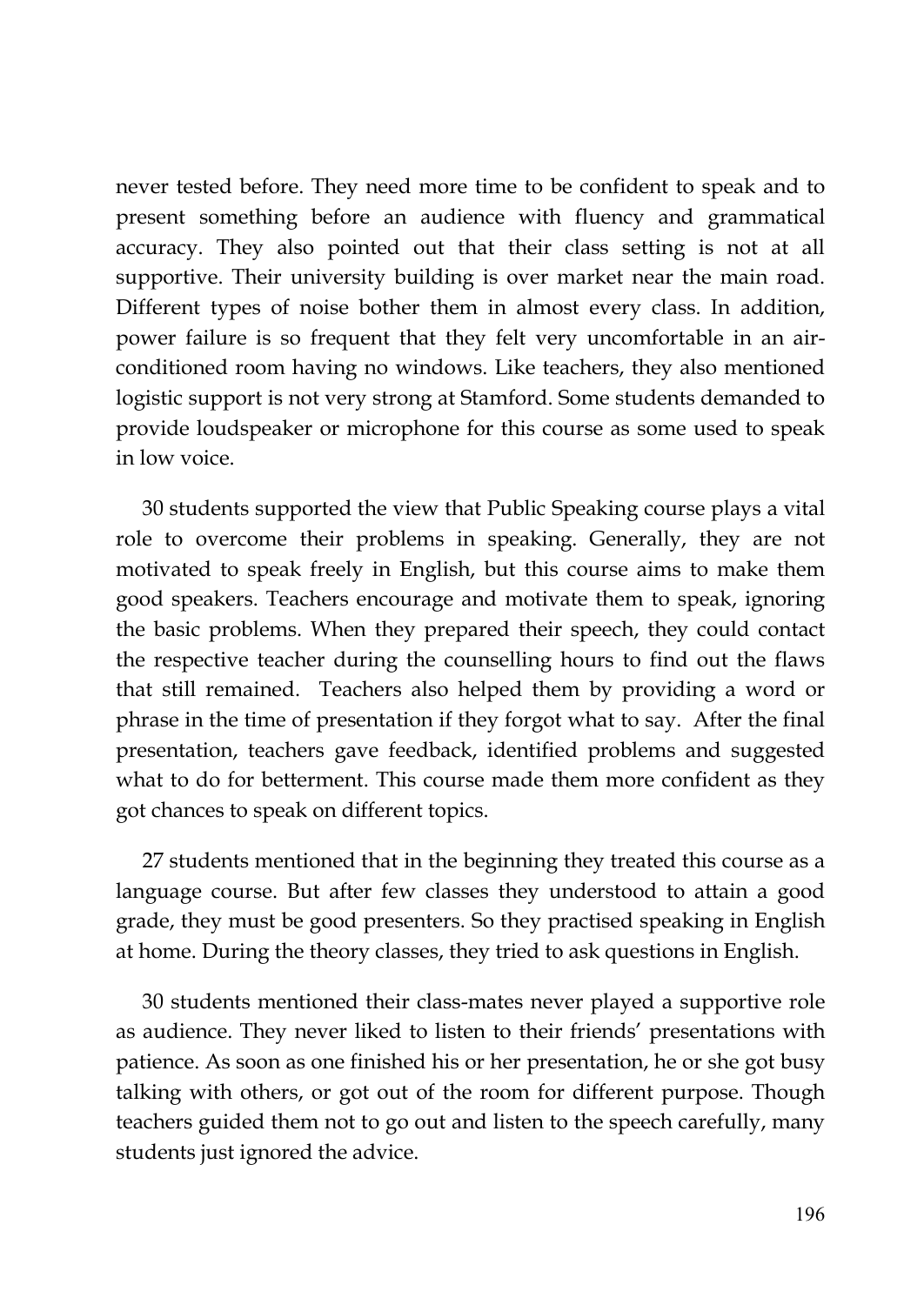never tested before. They need more time to be confident to speak and to present something before an audience with fluency and grammatical accuracy. They also pointed out that their class setting is not at all supportive. Their university building is over market near the main road. Different types of noise bother them in almost every class. In addition, power failure is so frequent that they felt very uncomfortable in an air-conditioned room having no windows. Like teachers, they also mentioned logistic support is not very strong at Stamford. Some students demanded to provide loudspeaker or microphone for this course as some used to speak in low voice.

30 students supported the view that Public Speaking course plays a vital role to overcome their problems in speaking. Generally, they are not motivated to speak freely in English, but this course aims to make them good speakers. Teachers encourage and motivate them to speak, ignoring the basic problems. When they prepared their speech, they could contact the respective teacher during the counselling hours to find out the flaws that still remained. Teachers also helped them by providing a word or phrase in the time of presentation if they forgot what to say. After the final presentation, teachers gave feedback, identified problems and suggested what to do for betterment. This course made them more confident as they got chances to speak on different topics.

27 students mentioned that in the beginning they treated this course as a language course. But after few classes they understood to attain a good grade, they must be good presenters. So they practised speaking in English at home. During the theory classes, they tried to ask questions in English.

30 students mentioned their class-mates never played a supportive role as audience. They never liked to listen to their friends' presentations with patience. As soon as one finished his or her presentation, he or she got busy talking with others, or got out of the room for different purpose. Though teachers guided them not to go out and listen to the speech carefully, many students just ignored the advice.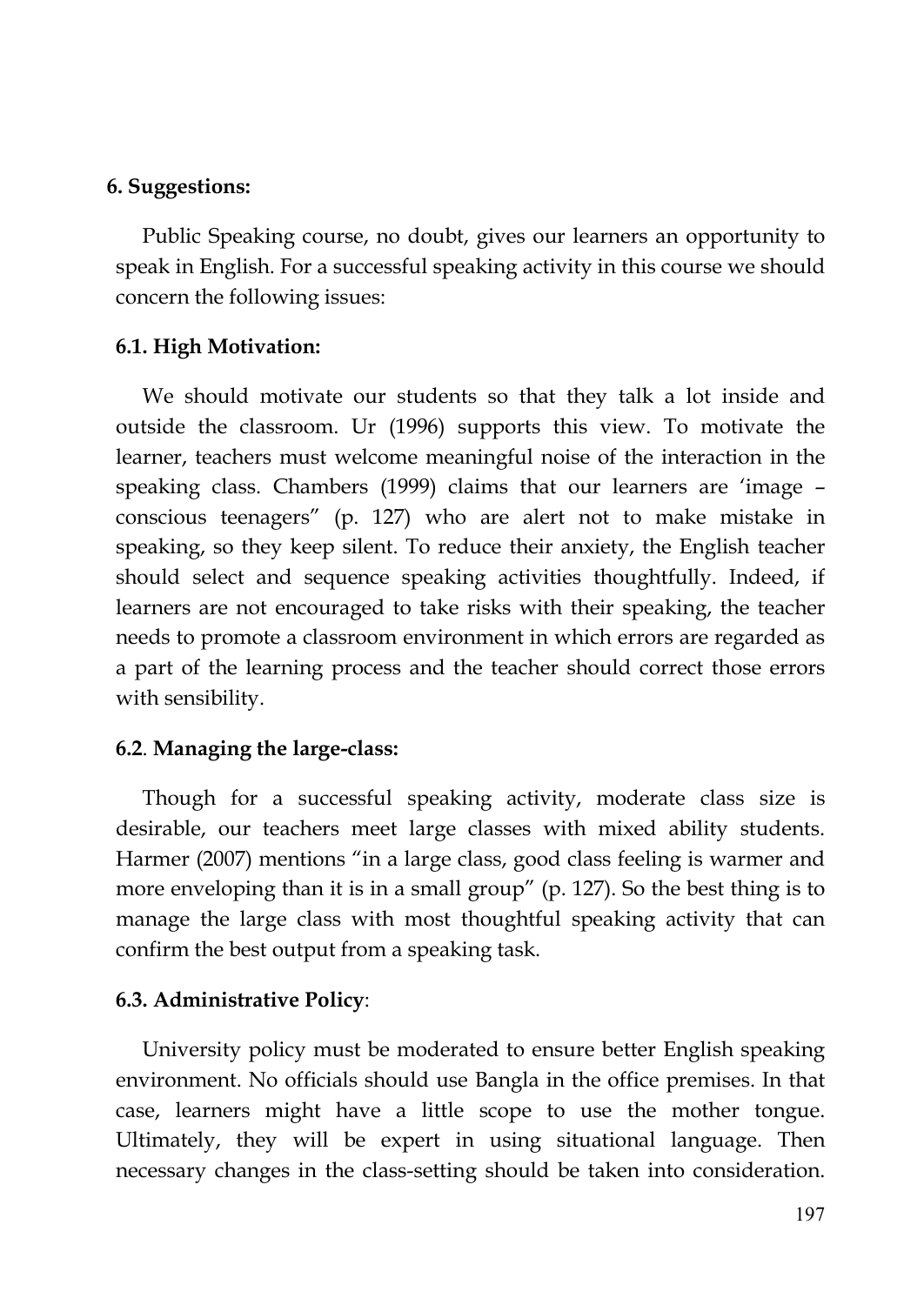## 6. Suggestions:

Public Speaking course, no doubt, gives our learners an opportunity to speak in English. For a successful speaking activity in this course we should concern the following issues:

### 6.1. High Motivation:

We should motivate our students so that they talk a lot inside and outside the classroom. Ur (1996) supports this view. To motivate the learner, teachers must welcome meaningful noise of the interaction in the speaking class. Chambers (1999) claims that our learners are 'image – conscious teenagers" (p. 127) who are alert not to make mistake in speaking, so they keep silent. To reduce their anxiety, the English teacher should select and sequence speaking activities thoughtfully. Indeed, if learners are not encouraged to take risks with their speaking, the teacher needs to promote a classroom environment in which errors are regarded as a part of the learning process and the teacher should correct those errors with sensibility.

### 6.2. Managing the large-class:

Though for a successful speaking activity, moderate class size is desirable, our teachers meet large classes with mixed ability students. Harmer (2007) mentions "in a large class, good class feeling is warmer and more enveloping than it is in a small group" (p. 127). So the best thing is to manage the large class with most thoughtful speaking activity that can confirm the best output from a speaking task.

### 6.3. Administrative Policy:

University policy must be moderated to ensure better English speaking environment. No officials should use Bangla in the office premises. In that case, learners might have a little scope to use the mother tongue. Ultimately, they will be expert in using situational language. Then necessary changes in the class-setting should be taken into consideration.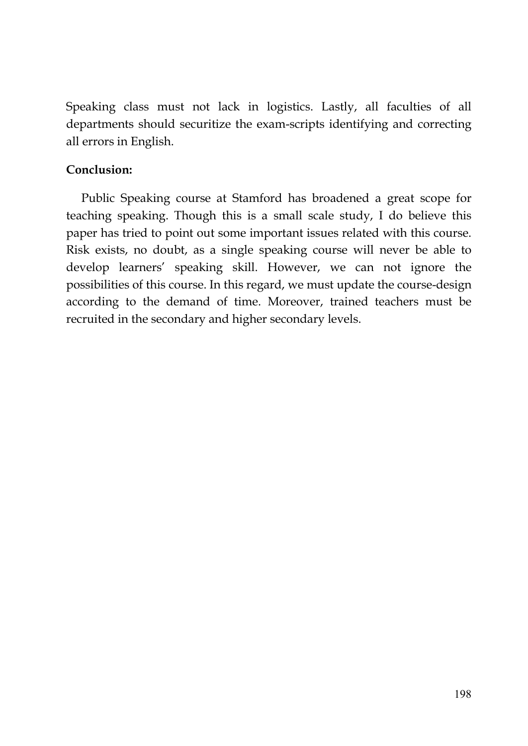Speaking class must not lack in logistics. Lastly, all faculties of all departments should securitize the exam-scripts identifying and correcting all errors in English.

**Conclusion:**

Public Speaking course at Stamford has broadened a great scope for teaching speaking. Though this is a small scale study, I do believe this paper has tried to point out some important issues related with this course. Risk exists, no doubt, as a single speaking course will never be able to develop learners' speaking skill. However, we can not ignore the possibilities of this course. In this regard, we must update the course-design according to the demand of time. Moreover, trained teachers must be recruited in the secondary and higher secondary levels.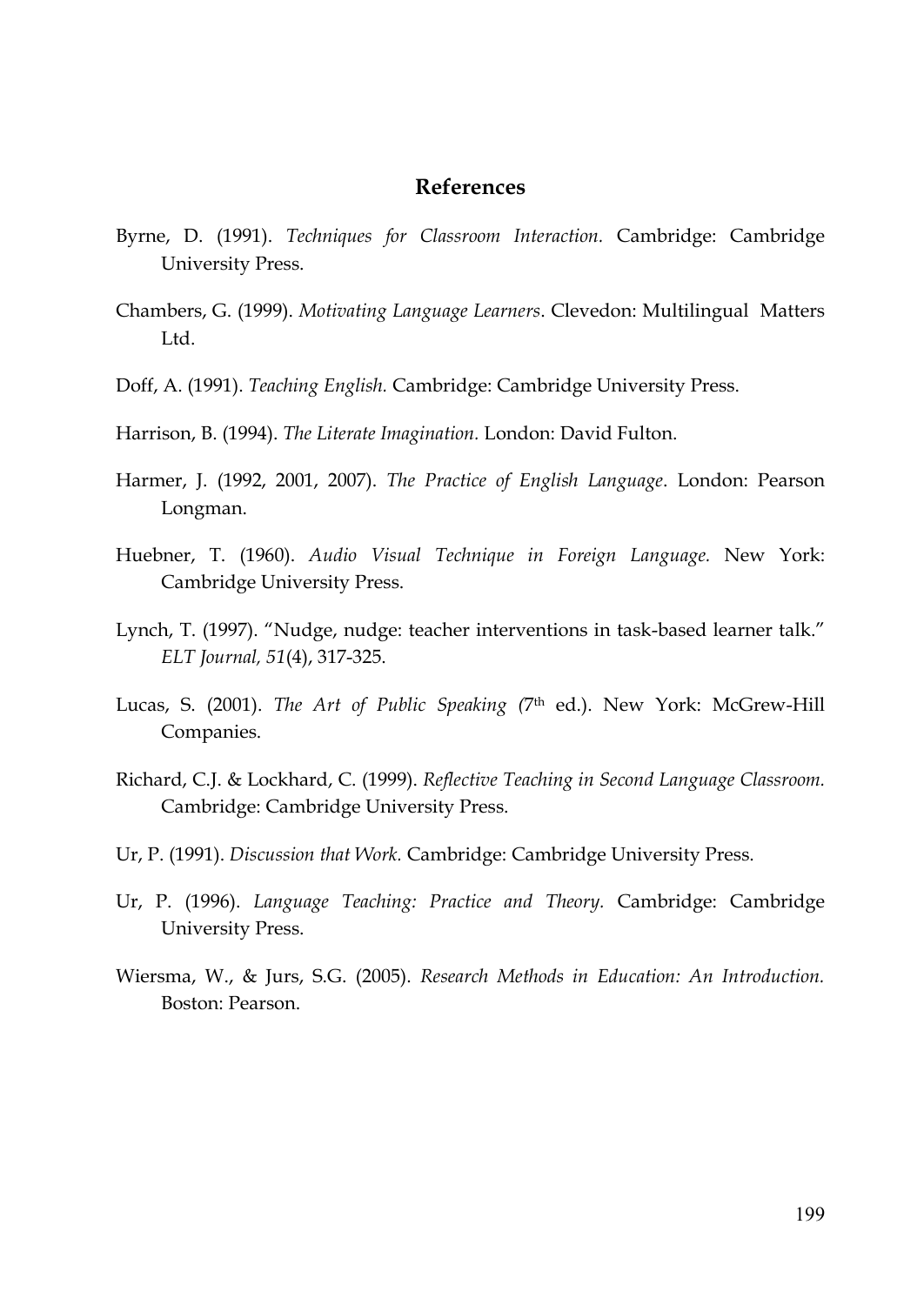## References

Byrne, D. (1991). *Techniques for Classroom Interaction.* Cambridge: Cambridge University Press.

Chambers, G. (1999). *Motivating Language Learners*. Clevedon: Multilingual Matters Ltd.

Doff, A. (1991). *Teaching English.* Cambridge: Cambridge University Press.

Harrison, B. (1994). *The Literate Imagination.* London: David Fulton.

Harmer, J. (1992, 2001, 2007). *The Practice of English Language*. London: Pearson Longman.

Huebner, T. (1960). *Audio Visual Technique in Foreign Language.* New York: Cambridge University Press.

Lynch, T. (1997). "Nudge, nudge: teacher interventions in task-based learner talk." *ELT Journal, 51*(4), 317-325.

Lucas, S. (2001). *The Art of Public Speaking* (7th ed.). New York: McGrew-Hill Companies.

Richard, C.J. & Lockhard, C. (1999). *Reflective Teaching in Second Language Classroom.* Cambridge: Cambridge University Press.

Ur, P. (1991). *Discussion that Work.* Cambridge: Cambridge University Press.

Ur, P. (1996). *Language Teaching: Practice and Theory.* Cambridge: Cambridge University Press.

Wiersma, W., & Jurs, S.G. (2005). *Research Methods in Education: An Introduction.* Boston: Pearson.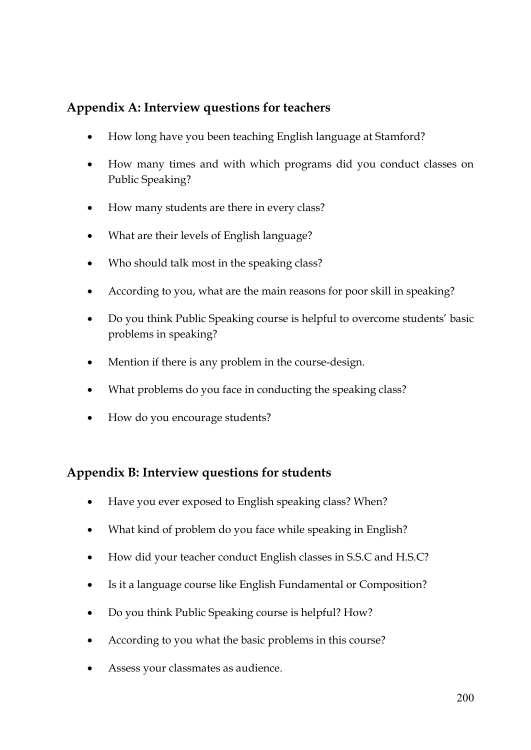## Appendix A: Interview questions for teachers

- How long have you been teaching English language at Stamford?
- How many times and with which programs did you conduct classes on Public Speaking?
- How many students are there in every class?
- What are their levels of English language?
- Who should talk most in the speaking class?
- According to you, what are the main reasons for poor skill in speaking?
- Do you think Public Speaking course is helpful to overcome students' basic problems in speaking?
- Mention if there is any problem in the course-design.
- What problems do you face in conducting the speaking class?
- How do you encourage students?

## Appendix B: Interview questions for students

- Have you ever exposed to English speaking class? When?
- What kind of problem do you face while speaking in English?
- How did your teacher conduct English classes in S.S.C and H.S.C?
- Is it a language course like English Fundamental or Composition?
- Do you think Public Speaking course is helpful? How?
- According to you what the basic problems in this course?
- Assess your classmates as audience.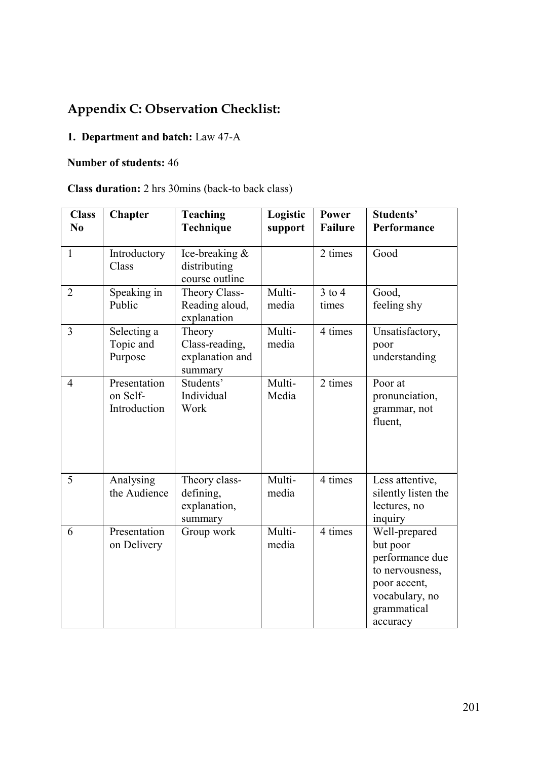## Appendix C: Observation Checklist:

**1. Department and batch:** Law 47-A

**Number of students:** 46

**Class duration:** 2 hrs 30mins (back-to back class)

| Class No | Chapter | Teaching Technique | Logistic support | Power Failure | Students' Performance |
|---|---|---|---|---|---|
| 1 | Introductory Class | Ice-breaking & distributing course outline | | 2 times | Good |
| 2 | Speaking in Public | Theory Class-Reading aloud, explanation | Multi-media | 3 to 4 times | Good, feeling shy |
| 3 | Selecting a Topic and Purpose | Theory Class-reading, explanation and summary | Multi-media | 4 times | Unsatisfactory, poor understanding |
| 4 | Presentation on Self-Introduction | Students' Individual Work | Multi-Media | 2 times | Poor at pronunciation, grammar, not fluent, |
| 5 | Analysing the Audience | Theory class-defining, explanation, summary | Multi-media | 4 times | Less attentive, silently listen the lectures, no inquiry |
| 6 | Presentation on Delivery | Group work | Multi-media | 4 times | Well-prepared but poor performance due to nervousness, poor accent, vocabulary, no grammatical accuracy |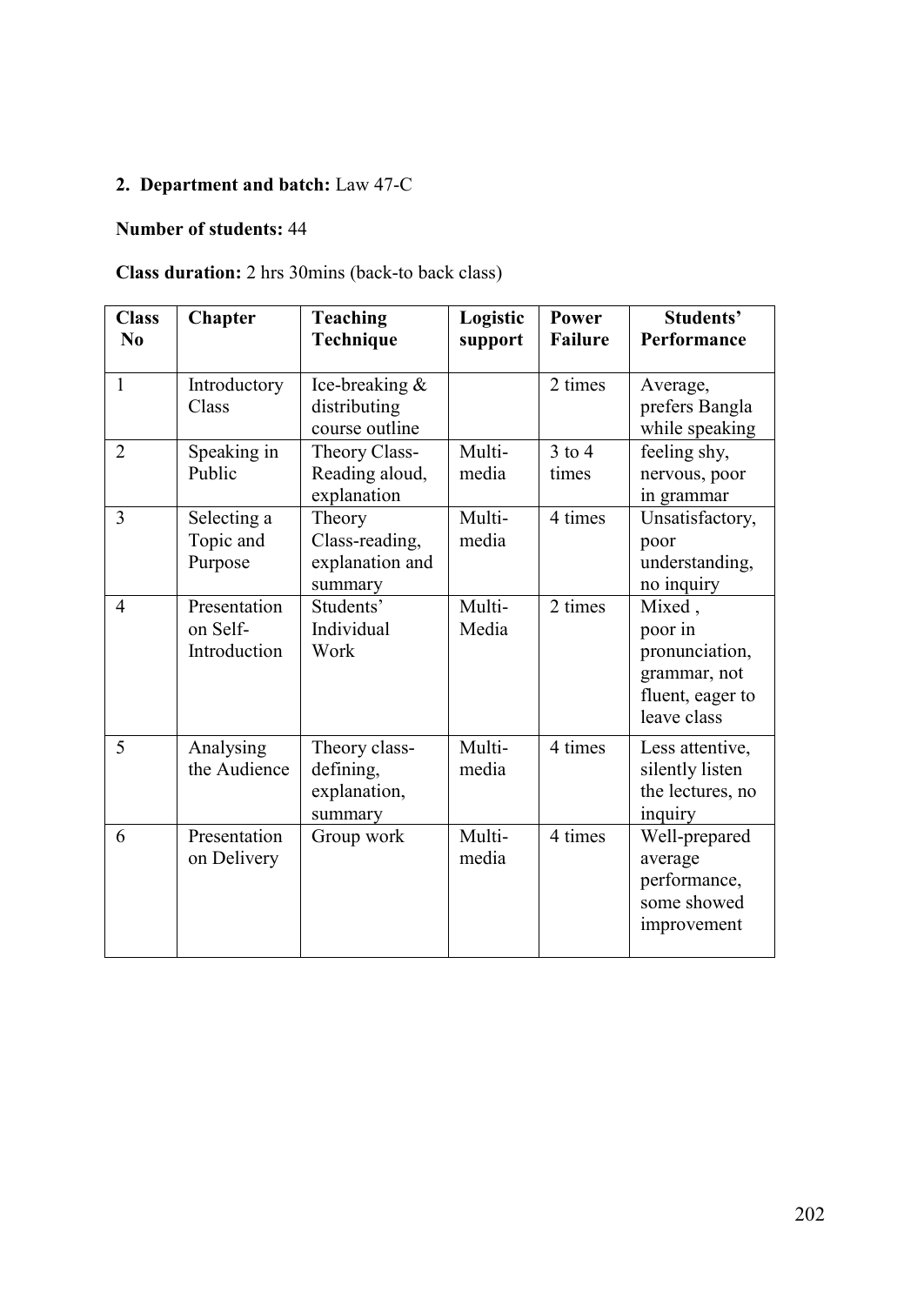**2. Department and batch:** Law 47-C

**Number of students:** 44

**Class duration:** 2 hrs 30mins (back-to back class)

| Class No | Chapter | Teaching Technique | Logistic support | Power Failure | Students' Performance |
|---|---|---|---|---|---|
| 1 | Introductory Class | Ice-breaking & distributing course outline | | 2 times | Average, prefers Bangla while speaking |
| 2 | Speaking in Public | Theory Class-Reading aloud, explanation | Multi-media | 3 to 4 times | feeling shy, nervous, poor in grammar |
| 3 | Selecting a Topic and Purpose | Theory Class-reading, explanation and summary | Multi-media | 4 times | Unsatisfactory, poor understanding, no inquiry |
| 4 | Presentation on Self-Introduction | Students' Individual Work | Multi-Media | 2 times | Mixed , poor in pronunciation, grammar, not fluent, eager to leave class |
| 5 | Analysing the Audience | Theory class-defining, explanation, summary | Multi-media | 4 times | Less attentive, silently listen the lectures, no inquiry |
| 6 | Presentation on Delivery | Group work | Multi-media | 4 times | Well-prepared average performance, some showed improvement |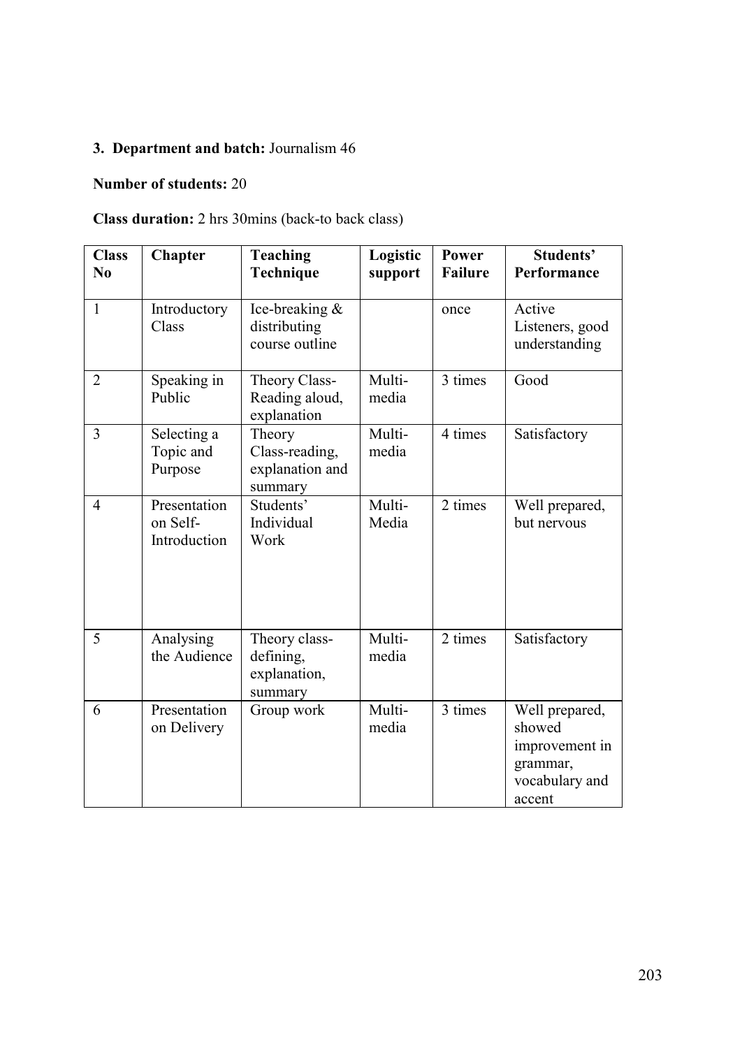3. **Department and batch:** Journalism 46

**Number of students:** 20

**Class duration:** 2 hrs 30mins (back-to back class)

| Class No | Chapter | Teaching Technique | Logistic support | Power Failure | Students' Performance |
|---|---|---|---|---|---|
| 1 | Introductory Class | Ice-breaking & distributing course outline | | once | Active Listeners, good understanding |
| 2 | Speaking in Public | Theory Class-Reading aloud, explanation | Multi-media | 3 times | Good |
| 3 | Selecting a Topic and Purpose | Theory Class-reading, explanation and summary | Multi-media | 4 times | Satisfactory |
| 4 | Presentation on Self-Introduction | Students' Individual Work | Multi-Media | 2 times | Well prepared, but nervous |
| 5 | Analysing the Audience | Theory class-defining, explanation, summary | Multi-media | 2 times | Satisfactory |
| 6 | Presentation on Delivery | Group work | Multi-media | 3 times | Well prepared, showed improvement in grammar, vocabulary and accent |